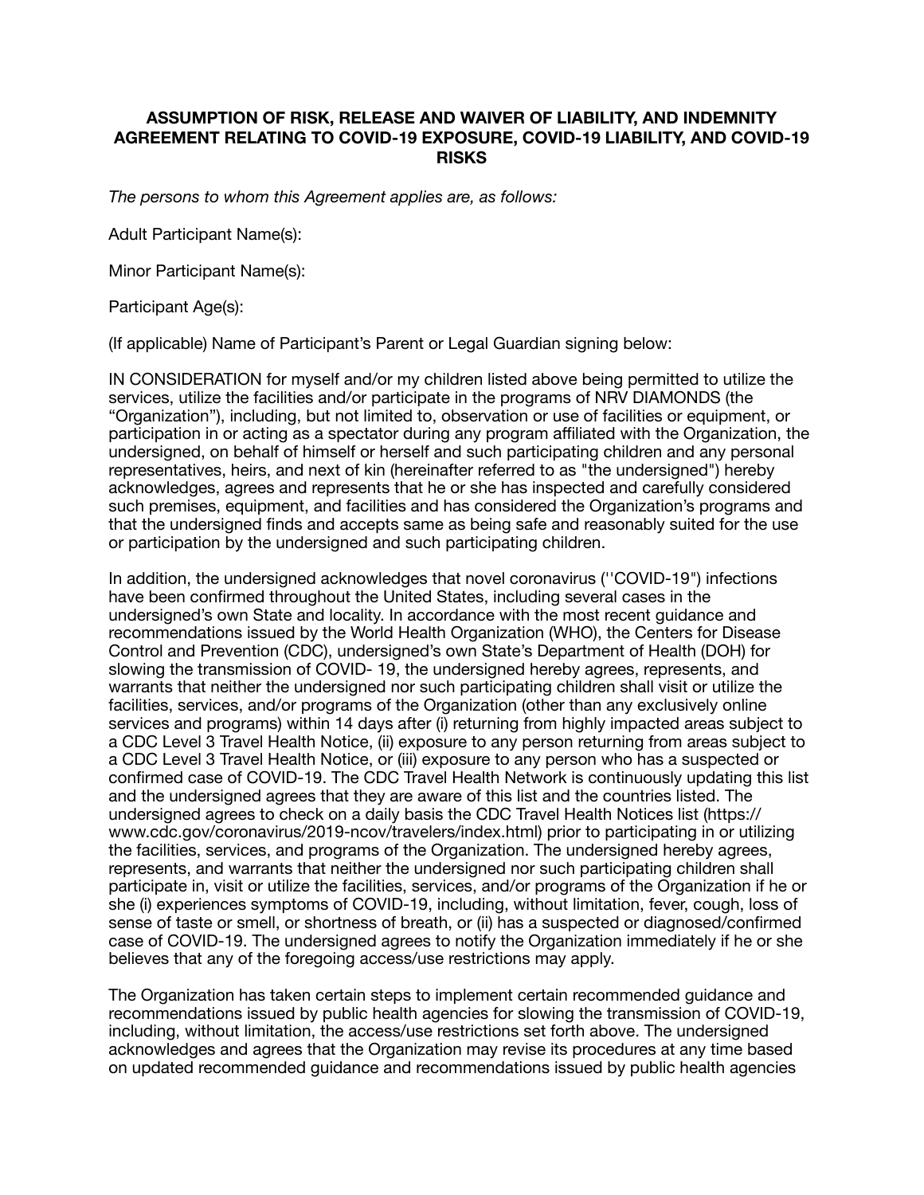**ASSUMPTION OF RISK, RELEASE AND WAIVER OF LIABILITY, AND INDEMNITY AGREEMENT RELATING TO COVID-19 EXPOSURE, COVID-19 LIABILITY, AND COVID-19 RISKS**

*The persons to whom this Agreement applies are, as follows:*

Adult Participant Name(s):

Minor Participant Name(s):

Participant Age(s):

(If applicable) Name of Participant's Parent or Legal Guardian signing below:

IN CONSIDERATION for myself and/or my children listed above being permitted to utilize the services, utilize the facilities and/or participate in the programs of NRV DIAMONDS (the "Organization"), including, but not limited to, observation or use of facilities or equipment, or participation in or acting as a spectator during any program affiliated with the Organization, the undersigned, on behalf of himself or herself and such participating children and any personal representatives, heirs, and next of kin (hereinafter referred to as "the undersigned") hereby acknowledges, agrees and represents that he or she has inspected and carefully considered such premises, equipment, and facilities and has considered the Organization's programs and that the undersigned finds and accepts same as being safe and reasonably suited for the use or participation by the undersigned and such participating children.

In addition, the undersigned acknowledges that novel coronavirus (''COVID-19") infections have been confirmed throughout the United States, including several cases in the undersigned's own State and locality. In accordance with the most recent guidance and recommendations issued by the World Health Organization (WHO), the Centers for Disease Control and Prevention (CDC), undersigned's own State's Department of Health (DOH) for slowing the transmission of COVID- 19, the undersigned hereby agrees, represents, and warrants that neither the undersigned nor such participating children shall visit or utilize the facilities, services, and/or programs of the Organization (other than any exclusively online services and programs) within 14 days after (i) returning from highly impacted areas subject to a CDC Level 3 Travel Health Notice, (ii) exposure to any person returning from areas subject to a CDC Level 3 Travel Health Notice, or (iii) exposure to any person who has a suspected or confirmed case of COVID-19. The CDC Travel Health Network is continuously updating this list and the undersigned agrees that they are aware of this list and the countries listed. The undersigned agrees to check on a daily basis the CDC Travel Health Notices list (https://www.cdc.gov/coronavirus/2019-ncov/travelers/index.html) prior to participating in or utilizing the facilities, services, and programs of the Organization. The undersigned hereby agrees, represents, and warrants that neither the undersigned nor such participating children shall participate in, visit or utilize the facilities, services, and/or programs of the Organization if he or she (i) experiences symptoms of COVID-19, including, without limitation, fever, cough, loss of sense of taste or smell, or shortness of breath, or (ii) has a suspected or diagnosed/confirmed case of COVID-19. The undersigned agrees to notify the Organization immediately if he or she believes that any of the foregoing access/use restrictions may apply.

The Organization has taken certain steps to implement certain recommended guidance and recommendations issued by public health agencies for slowing the transmission of COVID-19, including, without limitation, the access/use restrictions set forth above. The undersigned acknowledges and agrees that the Organization may revise its procedures at any time based on updated recommended guidance and recommendations issued by public health agencies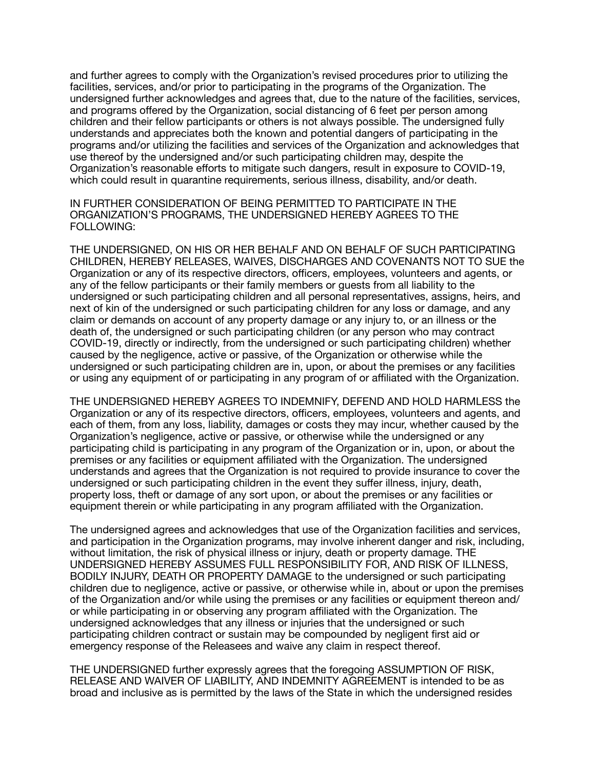and further agrees to comply with the Organization's revised procedures prior to utilizing the facilities, services, and/or prior to participating in the programs of the Organization. The undersigned further acknowledges and agrees that, due to the nature of the facilities, services, and programs offered by the Organization, social distancing of 6 feet per person among children and their fellow participants or others is not always possible. The undersigned fully understands and appreciates both the known and potential dangers of participating in the programs and/or utilizing the facilities and services of the Organization and acknowledges that use thereof by the undersigned and/or such participating children may, despite the Organization's reasonable efforts to mitigate such dangers, result in exposure to COVID-19, which could result in quarantine requirements, serious illness, disability, and/or death.

IN FURTHER CONSIDERATION OF BEING PERMITTED TO PARTICIPATE IN THE ORGANIZATION'S PROGRAMS, THE UNDERSIGNED HEREBY AGREES TO THE FOLLOWING:

THE UNDERSIGNED, ON HIS OR HER BEHALF AND ON BEHALF OF SUCH PARTICIPATING CHILDREN, HEREBY RELEASES, WAIVES, DISCHARGES AND COVENANTS NOT TO SUE the Organization or any of its respective directors, officers, employees, volunteers and agents, or any of the fellow participants or their family members or guests from all liability to the undersigned or such participating children and all personal representatives, assigns, heirs, and next of kin of the undersigned or such participating children for any loss or damage, and any claim or demands on account of any property damage or any injury to, or an illness or the death of, the undersigned or such participating children (or any person who may contract COVID-19, directly or indirectly, from the undersigned or such participating children) whether caused by the negligence, active or passive, of the Organization or otherwise while the undersigned or such participating children are in, upon, or about the premises or any facilities or using any equipment of or participating in any program of or affiliated with the Organization.

THE UNDERSIGNED HEREBY AGREES TO INDEMNIFY, DEFEND AND HOLD HARMLESS the Organization or any of its respective directors, officers, employees, volunteers and agents, and each of them, from any loss, liability, damages or costs they may incur, whether caused by the Organization's negligence, active or passive, or otherwise while the undersigned or any participating child is participating in any program of the Organization or in, upon, or about the premises or any facilities or equipment affiliated with the Organization. The undersigned understands and agrees that the Organization is not required to provide insurance to cover the undersigned or such participating children in the event they suffer illness, injury, death, property loss, theft or damage of any sort upon, or about the premises or any facilities or equipment therein or while participating in any program affiliated with the Organization.

The undersigned agrees and acknowledges that use of the Organization facilities and services, and participation in the Organization programs, may involve inherent danger and risk, including, without limitation, the risk of physical illness or injury, death or property damage. THE UNDERSIGNED HEREBY ASSUMES FULL RESPONSIBILITY FOR, AND RISK OF ILLNESS, BODILY INJURY, DEATH OR PROPERTY DAMAGE to the undersigned or such participating children due to negligence, active or passive, or otherwise while in, about or upon the premises of the Organization and/or while using the premises or any facilities or equipment thereon and/or while participating in or observing any program affiliated with the Organization. The undersigned acknowledges that any illness or injuries that the undersigned or such participating children contract or sustain may be compounded by negligent first aid or emergency response of the Releasees and waive any claim in respect thereof.

THE UNDERSIGNED further expressly agrees that the foregoing ASSUMPTION OF RISK, RELEASE AND WAIVER OF LIABILITY, AND INDEMNITY AGREEMENT is intended to be as broad and inclusive as is permitted by the laws of the State in which the undersigned resides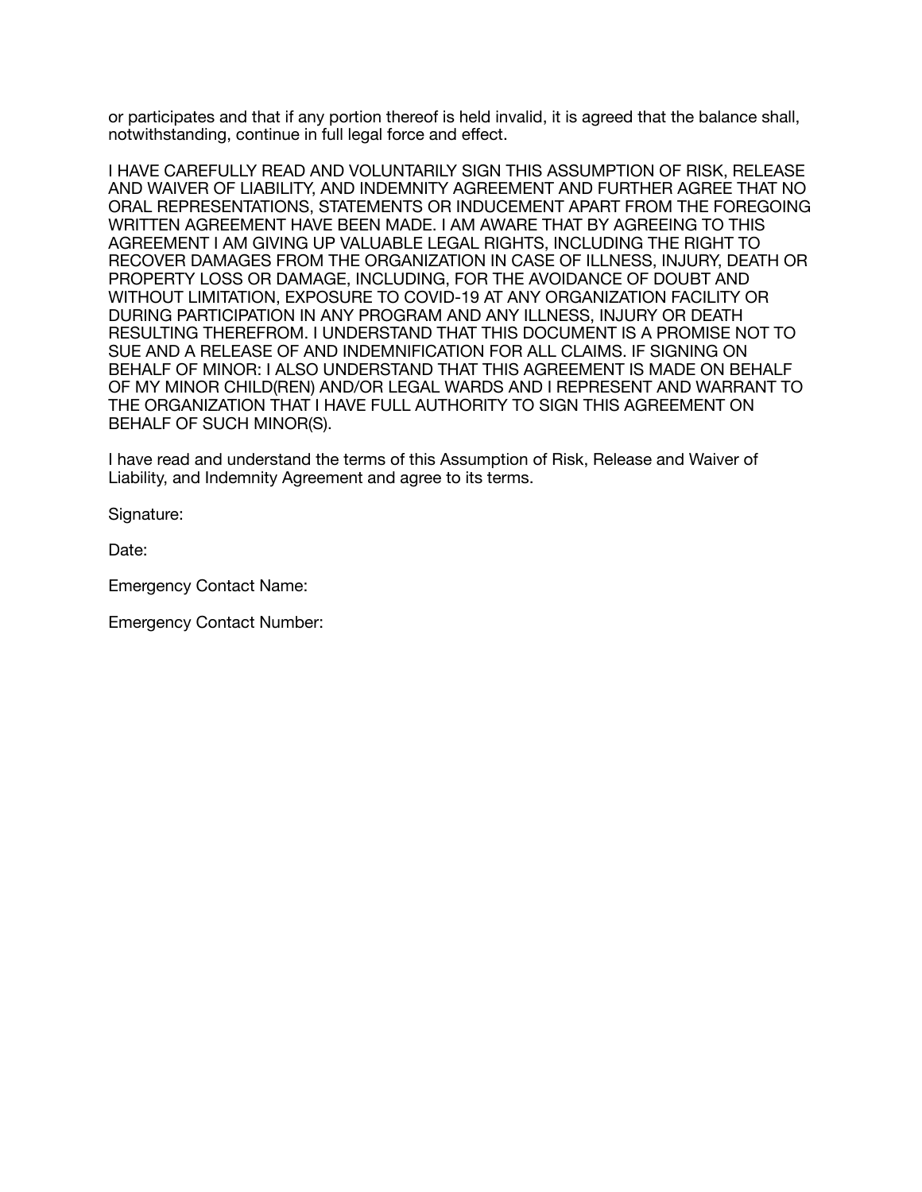or participates and that if any portion thereof is held invalid, it is agreed that the balance shall, notwithstanding, continue in full legal force and effect.

I HAVE CAREFULLY READ AND VOLUNTARILY SIGN THIS ASSUMPTION OF RISK, RELEASE AND WAIVER OF LIABILITY, AND INDEMNITY AGREEMENT AND FURTHER AGREE THAT NO ORAL REPRESENTATIONS, STATEMENTS OR INDUCEMENT APART FROM THE FOREGOING WRITTEN AGREEMENT HAVE BEEN MADE. I AM AWARE THAT BY AGREEING TO THIS AGREEMENT I AM GIVING UP VALUABLE LEGAL RIGHTS, INCLUDING THE RIGHT TO RECOVER DAMAGES FROM THE ORGANIZATION IN CASE OF ILLNESS, INJURY, DEATH OR PROPERTY LOSS OR DAMAGE, INCLUDING, FOR THE AVOIDANCE OF DOUBT AND WITHOUT LIMITATION, EXPOSURE TO COVID-19 AT ANY ORGANIZATION FACILITY OR DURING PARTICIPATION IN ANY PROGRAM AND ANY ILLNESS, INJURY OR DEATH RESULTING THEREFROM. I UNDERSTAND THAT THIS DOCUMENT IS A PROMISE NOT TO SUE AND A RELEASE OF AND INDEMNIFICATION FOR ALL CLAIMS. IF SIGNING ON BEHALF OF MINOR: I ALSO UNDERSTAND THAT THIS AGREEMENT IS MADE ON BEHALF OF MY MINOR CHILD(REN) AND/OR LEGAL WARDS AND I REPRESENT AND WARRANT TO THE ORGANIZATION THAT I HAVE FULL AUTHORITY TO SIGN THIS AGREEMENT ON BEHALF OF SUCH MINOR(S).

I have read and understand the terms of this Assumption of Risk, Release and Waiver of Liability, and Indemnity Agreement and agree to its terms.

Signature:

Date:

Emergency Contact Name:

Emergency Contact Number: